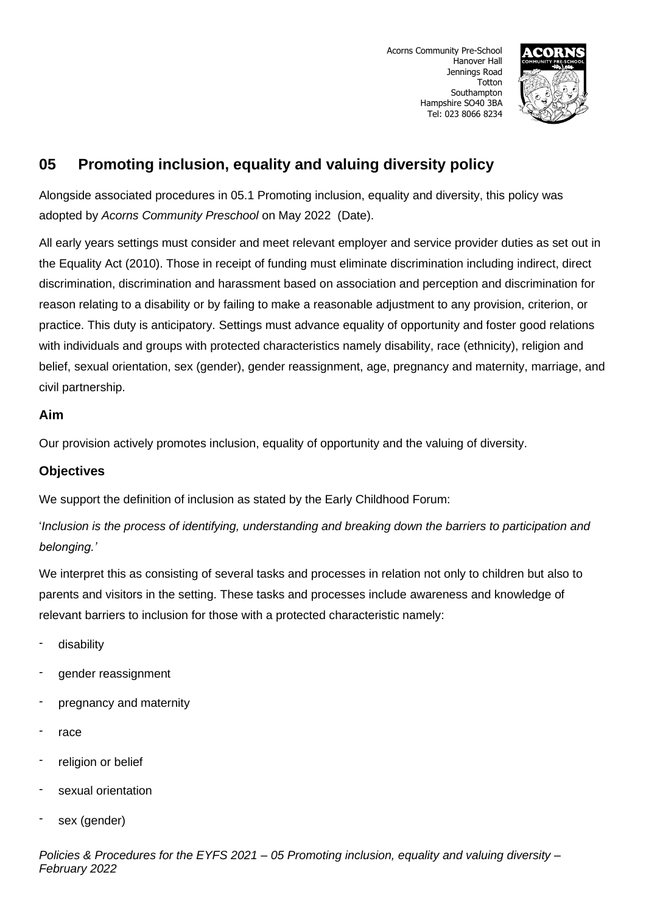Acorns Community Pre-School
Hanover Hall
Jennings Road
Totton
Southampton
Hampshire SO40 3BA
Tel: 023 8066 8234

# 05 Promoting inclusion, equality and valuing diversity policy

Alongside associated procedures in 05.1 Promoting inclusion, equality and diversity, this policy was adopted by *Acorns Community Preschool* on May 2022 (Date).

All early years settings must consider and meet relevant employer and service provider duties as set out in the Equality Act (2010). Those in receipt of funding must eliminate discrimination including indirect, direct discrimination, discrimination and harassment based on association and perception and discrimination for reason relating to a disability or by failing to make a reasonable adjustment to any provision, criterion, or practice. This duty is anticipatory. Settings must advance equality of opportunity and foster good relations with individuals and groups with protected characteristics namely disability, race (ethnicity), religion and belief, sexual orientation, sex (gender), gender reassignment, age, pregnancy and maternity, marriage, and civil partnership.

### Aim

Our provision actively promotes inclusion, equality of opportunity and the valuing of diversity.

### Objectives

We support the definition of inclusion as stated by the Early Childhood Forum:

'*Inclusion is the process of identifying, understanding and breaking down the barriers to participation and belonging.'*

We interpret this as consisting of several tasks and processes in relation not only to children but also to parents and visitors in the setting. These tasks and processes include awareness and knowledge of relevant barriers to inclusion for those with a protected characteristic namely:

- disability
- gender reassignment
- pregnancy and maternity
- race
- religion or belief
- sexual orientation
- sex (gender)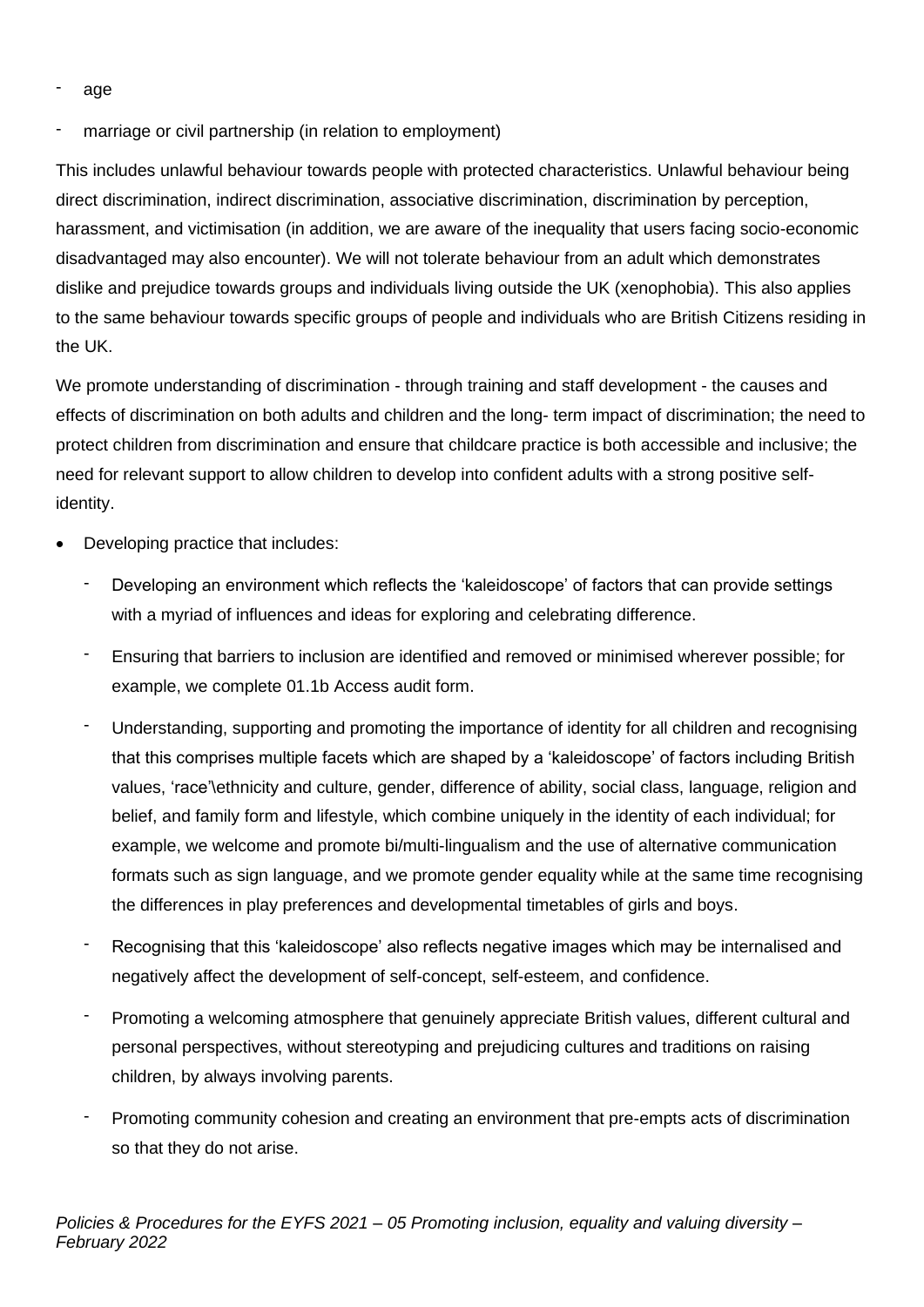- age
- marriage or civil partnership (in relation to employment)

This includes unlawful behaviour towards people with protected characteristics. Unlawful behaviour being direct discrimination, indirect discrimination, associative discrimination, discrimination by perception, harassment, and victimisation (in addition, we are aware of the inequality that users facing socio-economic disadvantaged may also encounter). We will not tolerate behaviour from an adult which demonstrates dislike and prejudice towards groups and individuals living outside the UK (xenophobia). This also applies to the same behaviour towards specific groups of people and individuals who are British Citizens residing in the UK.

We promote understanding of discrimination - through training and staff development - the causes and effects of discrimination on both adults and children and the long- term impact of discrimination; the need to protect children from discrimination and ensure that childcare practice is both accessible and inclusive; the need for relevant support to allow children to develop into confident adults with a strong positive self-identity.

- Developing practice that includes:
  - Developing an environment which reflects the 'kaleidoscope' of factors that can provide settings with a myriad of influences and ideas for exploring and celebrating difference.
  - Ensuring that barriers to inclusion are identified and removed or minimised wherever possible; for example, we complete 01.1b Access audit form.
  - Understanding, supporting and promoting the importance of identity for all children and recognising that this comprises multiple facets which are shaped by a 'kaleidoscope' of factors including British values, 'race'\ethnicity and culture, gender, difference of ability, social class, language, religion and belief, and family form and lifestyle, which combine uniquely in the identity of each individual; for example, we welcome and promote bi/multi-lingualism and the use of alternative communication formats such as sign language, and we promote gender equality while at the same time recognising the differences in play preferences and developmental timetables of girls and boys.
  - Recognising that this 'kaleidoscope' also reflects negative images which may be internalised and negatively affect the development of self-concept, self-esteem, and confidence.
  - Promoting a welcoming atmosphere that genuinely appreciate British values, different cultural and personal perspectives, without stereotyping and prejudicing cultures and traditions on raising children, by always involving parents.
  - Promoting community cohesion and creating an environment that pre-empts acts of discrimination so that they do not arise.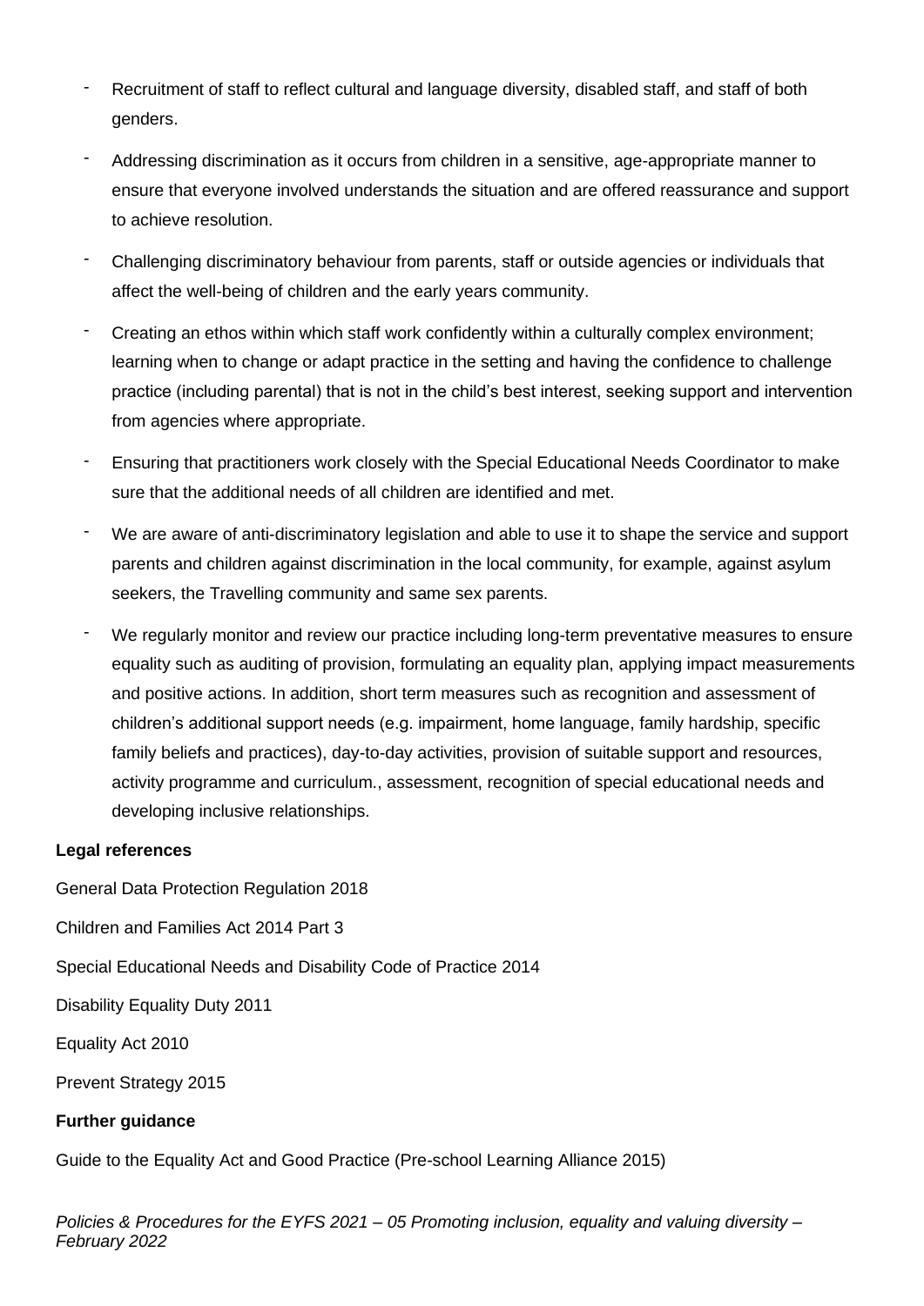- Recruitment of staff to reflect cultural and language diversity, disabled staff, and staff of both genders.
- Addressing discrimination as it occurs from children in a sensitive, age-appropriate manner to ensure that everyone involved understands the situation and are offered reassurance and support to achieve resolution.
- Challenging discriminatory behaviour from parents, staff or outside agencies or individuals that affect the well-being of children and the early years community.
- Creating an ethos within which staff work confidently within a culturally complex environment; learning when to change or adapt practice in the setting and having the confidence to challenge practice (including parental) that is not in the child's best interest, seeking support and intervention from agencies where appropriate.
- Ensuring that practitioners work closely with the Special Educational Needs Coordinator to make sure that the additional needs of all children are identified and met.
- We are aware of anti-discriminatory legislation and able to use it to shape the service and support parents and children against discrimination in the local community, for example, against asylum seekers, the Travelling community and same sex parents.
- We regularly monitor and review our practice including long-term preventative measures to ensure equality such as auditing of provision, formulating an equality plan, applying impact measurements and positive actions. In addition, short term measures such as recognition and assessment of children's additional support needs (e.g. impairment, home language, family hardship, specific family beliefs and practices), day-to-day activities, provision of suitable support and resources, activity programme and curriculum., assessment, recognition of special educational needs and developing inclusive relationships.

**Legal references**

General Data Protection Regulation 2018

Children and Families Act 2014 Part 3

Special Educational Needs and Disability Code of Practice 2014

Disability Equality Duty 2011

Equality Act 2010

Prevent Strategy 2015

**Further guidance**

Guide to the Equality Act and Good Practice (Pre-school Learning Alliance 2015)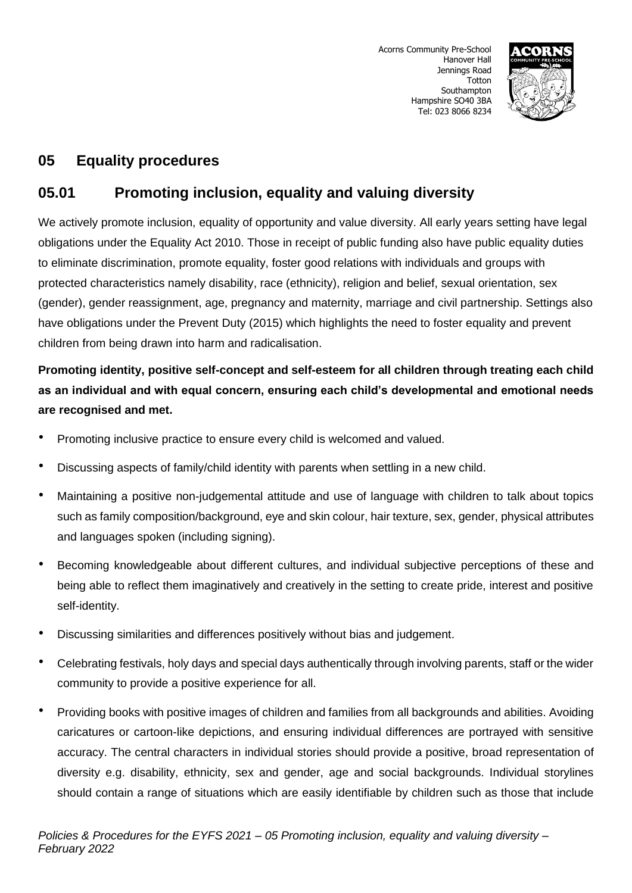Acorns Community Pre-School
Hanover Hall
Jennings Road
Totton
Southampton
Hampshire SO40 3BA
Tel: 023 8066 8234

## 05 Equality procedures

## 05.01 Promoting inclusion, equality and valuing diversity

We actively promote inclusion, equality of opportunity and value diversity. All early years setting have legal obligations under the Equality Act 2010. Those in receipt of public funding also have public equality duties to eliminate discrimination, promote equality, foster good relations with individuals and groups with protected characteristics namely disability, race (ethnicity), religion and belief, sexual orientation, sex (gender), gender reassignment, age, pregnancy and maternity, marriage and civil partnership. Settings also have obligations under the Prevent Duty (2015) which highlights the need to foster equality and prevent children from being drawn into harm and radicalisation.

**Promoting identity, positive self-concept and self-esteem for all children through treating each child as an individual and with equal concern, ensuring each child's developmental and emotional needs are recognised and met.**

- Promoting inclusive practice to ensure every child is welcomed and valued.
- Discussing aspects of family/child identity with parents when settling in a new child.
- Maintaining a positive non-judgemental attitude and use of language with children to talk about topics such as family composition/background, eye and skin colour, hair texture, sex, gender, physical attributes and languages spoken (including signing).
- Becoming knowledgeable about different cultures, and individual subjective perceptions of these and being able to reflect them imaginatively and creatively in the setting to create pride, interest and positive self-identity.
- Discussing similarities and differences positively without bias and judgement.
- Celebrating festivals, holy days and special days authentically through involving parents, staff or the wider community to provide a positive experience for all.
- Providing books with positive images of children and families from all backgrounds and abilities. Avoiding caricatures or cartoon-like depictions, and ensuring individual differences are portrayed with sensitive accuracy. The central characters in individual stories should provide a positive, broad representation of diversity e.g. disability, ethnicity, sex and gender, age and social backgrounds. Individual storylines should contain a range of situations which are easily identifiable by children such as those that include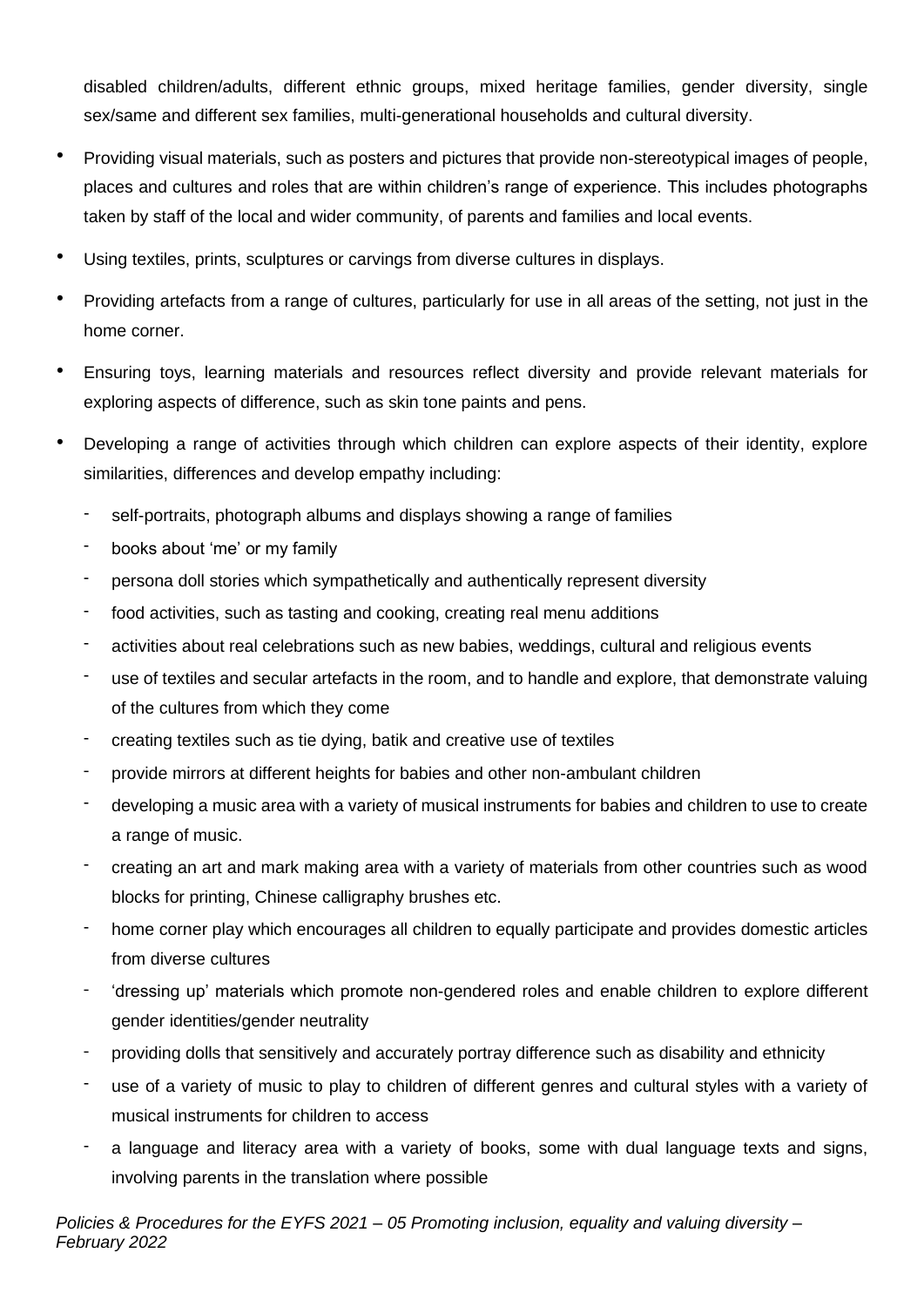disabled children/adults, different ethnic groups, mixed heritage families, gender diversity, single sex/same and different sex families, multi-generational households and cultural diversity.

- Providing visual materials, such as posters and pictures that provide non-stereotypical images of people, places and cultures and roles that are within children's range of experience. This includes photographs taken by staff of the local and wider community, of parents and families and local events.
- Using textiles, prints, sculptures or carvings from diverse cultures in displays.
- Providing artefacts from a range of cultures, particularly for use in all areas of the setting, not just in the home corner.
- Ensuring toys, learning materials and resources reflect diversity and provide relevant materials for exploring aspects of difference, such as skin tone paints and pens.
- Developing a range of activities through which children can explore aspects of their identity, explore similarities, differences and develop empathy including:
  - self-portraits, photograph albums and displays showing a range of families
  - books about 'me' or my family
  - persona doll stories which sympathetically and authentically represent diversity
  - food activities, such as tasting and cooking, creating real menu additions
  - activities about real celebrations such as new babies, weddings, cultural and religious events
  - use of textiles and secular artefacts in the room, and to handle and explore, that demonstrate valuing of the cultures from which they come
  - creating textiles such as tie dying, batik and creative use of textiles
  - provide mirrors at different heights for babies and other non-ambulant children
  - developing a music area with a variety of musical instruments for babies and children to use to create a range of music.
  - creating an art and mark making area with a variety of materials from other countries such as wood blocks for printing, Chinese calligraphy brushes etc.
  - home corner play which encourages all children to equally participate and provides domestic articles from diverse cultures
  - 'dressing up' materials which promote non-gendered roles and enable children to explore different gender identities/gender neutrality
  - providing dolls that sensitively and accurately portray difference such as disability and ethnicity
  - use of a variety of music to play to children of different genres and cultural styles with a variety of musical instruments for children to access
  - a language and literacy area with a variety of books, some with dual language texts and signs, involving parents in the translation where possible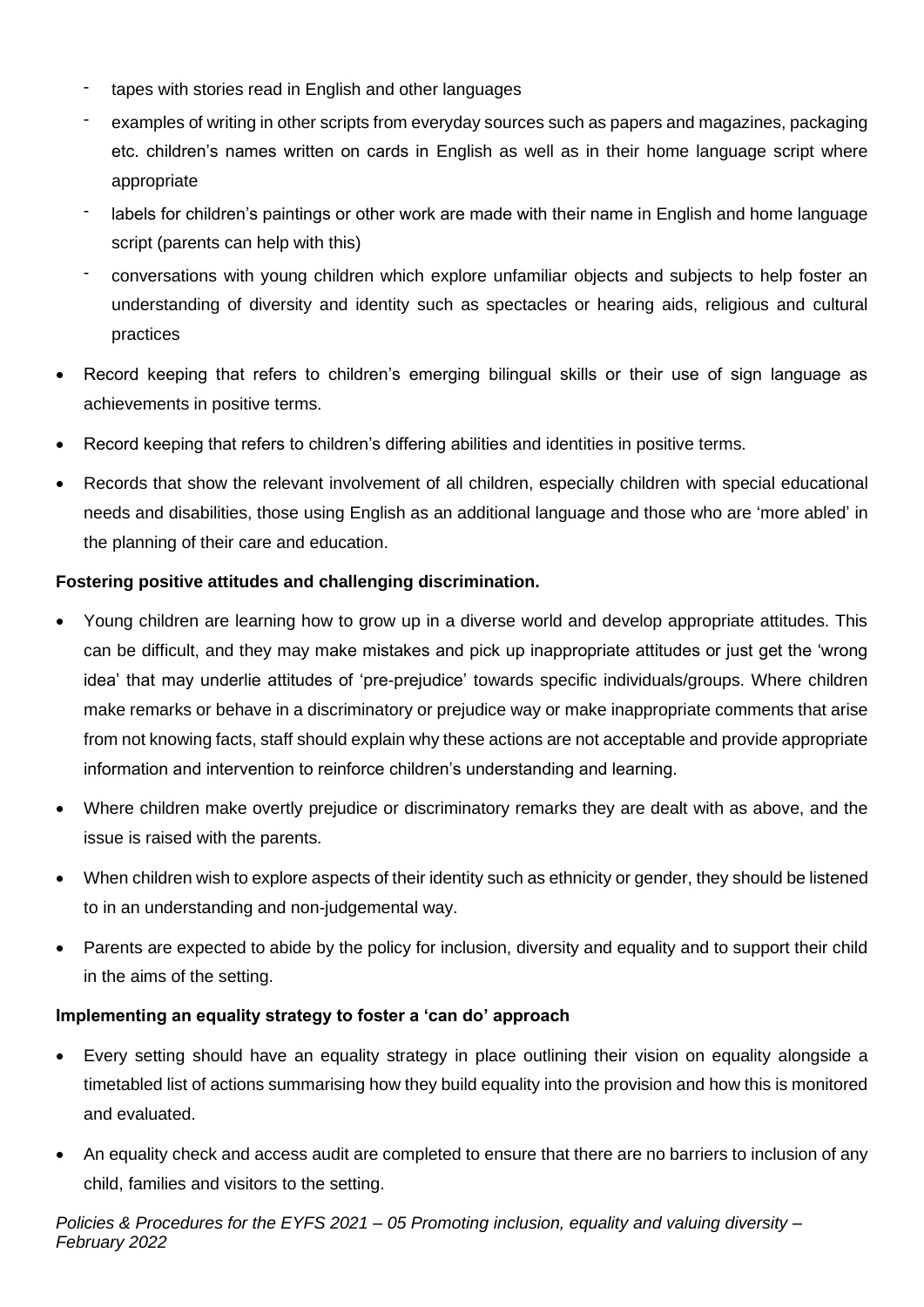- tapes with stories read in English and other languages
  - examples of writing in other scripts from everyday sources such as papers and magazines, packaging etc. children's names written on cards in English as well as in their home language script where appropriate
  - labels for children's paintings or other work are made with their name in English and home language script (parents can help with this)
  - conversations with young children which explore unfamiliar objects and subjects to help foster an understanding of diversity and identity such as spectacles or hearing aids, religious and cultural practices

- Record keeping that refers to children's emerging bilingual skills or their use of sign language as achievements in positive terms.
- Record keeping that refers to children's differing abilities and identities in positive terms.
- Records that show the relevant involvement of all children, especially children with special educational needs and disabilities, those using English as an additional language and those who are 'more abled' in the planning of their care and education.

**Fostering positive attitudes and challenging discrimination.**

- Young children are learning how to grow up in a diverse world and develop appropriate attitudes. This can be difficult, and they may make mistakes and pick up inappropriate attitudes or just get the 'wrong idea' that may underlie attitudes of 'pre-prejudice' towards specific individuals/groups. Where children make remarks or behave in a discriminatory or prejudice way or make inappropriate comments that arise from not knowing facts, staff should explain why these actions are not acceptable and provide appropriate information and intervention to reinforce children's understanding and learning.
- Where children make overtly prejudice or discriminatory remarks they are dealt with as above, and the issue is raised with the parents.
- When children wish to explore aspects of their identity such as ethnicity or gender, they should be listened to in an understanding and non-judgemental way.
- Parents are expected to abide by the policy for inclusion, diversity and equality and to support their child in the aims of the setting.

**Implementing an equality strategy to foster a 'can do' approach**

- Every setting should have an equality strategy in place outlining their vision on equality alongside a timetabled list of actions summarising how they build equality into the provision and how this is monitored and evaluated.
- An equality check and access audit are completed to ensure that there are no barriers to inclusion of any child, families and visitors to the setting.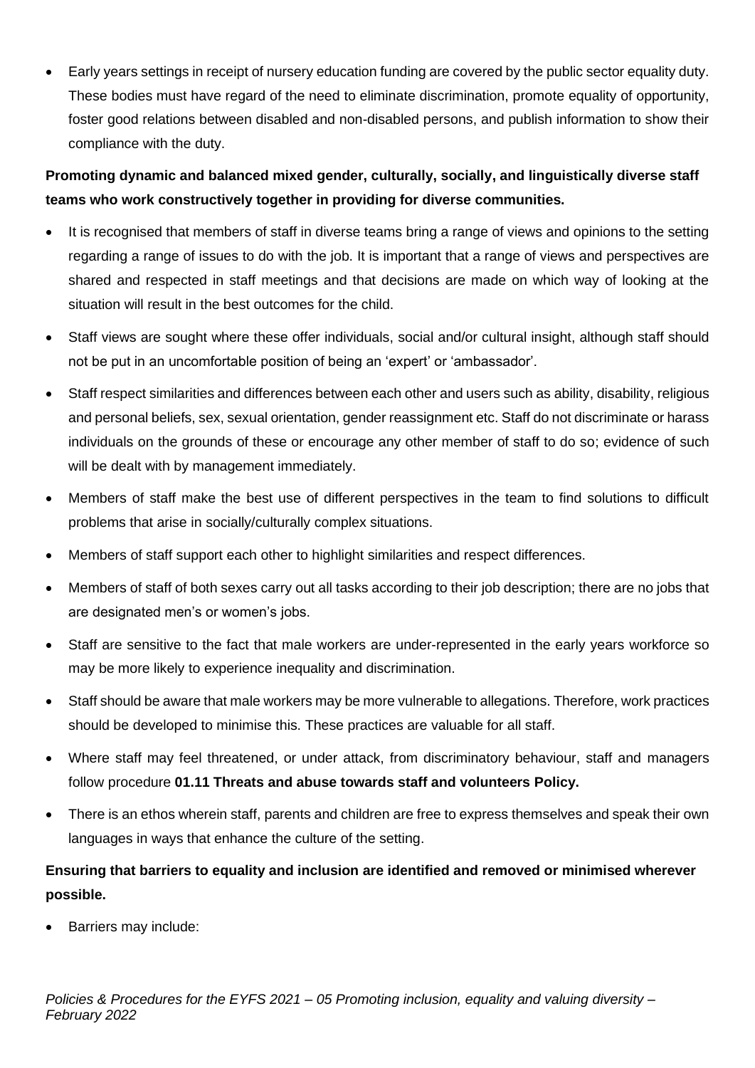- Early years settings in receipt of nursery education funding are covered by the public sector equality duty. These bodies must have regard of the need to eliminate discrimination, promote equality of opportunity, foster good relations between disabled and non-disabled persons, and publish information to show their compliance with the duty.

**Promoting dynamic and balanced mixed gender, culturally, socially, and linguistically diverse staff teams who work constructively together in providing for diverse communities.**

- It is recognised that members of staff in diverse teams bring a range of views and opinions to the setting regarding a range of issues to do with the job. It is important that a range of views and perspectives are shared and respected in staff meetings and that decisions are made on which way of looking at the situation will result in the best outcomes for the child.
- Staff views are sought where these offer individuals, social and/or cultural insight, although staff should not be put in an uncomfortable position of being an 'expert' or 'ambassador'.
- Staff respect similarities and differences between each other and users such as ability, disability, religious and personal beliefs, sex, sexual orientation, gender reassignment etc. Staff do not discriminate or harass individuals on the grounds of these or encourage any other member of staff to do so; evidence of such will be dealt with by management immediately.
- Members of staff make the best use of different perspectives in the team to find solutions to difficult problems that arise in socially/culturally complex situations.
- Members of staff support each other to highlight similarities and respect differences.
- Members of staff of both sexes carry out all tasks according to their job description; there are no jobs that are designated men's or women's jobs.
- Staff are sensitive to the fact that male workers are under-represented in the early years workforce so may be more likely to experience inequality and discrimination.
- Staff should be aware that male workers may be more vulnerable to allegations. Therefore, work practices should be developed to minimise this. These practices are valuable for all staff.
- Where staff may feel threatened, or under attack, from discriminatory behaviour, staff and managers follow procedure **01.11 Threats and abuse towards staff and volunteers Policy.**
- There is an ethos wherein staff, parents and children are free to express themselves and speak their own languages in ways that enhance the culture of the setting.

**Ensuring that barriers to equality and inclusion are identified and removed or minimised wherever possible.**

- Barriers may include: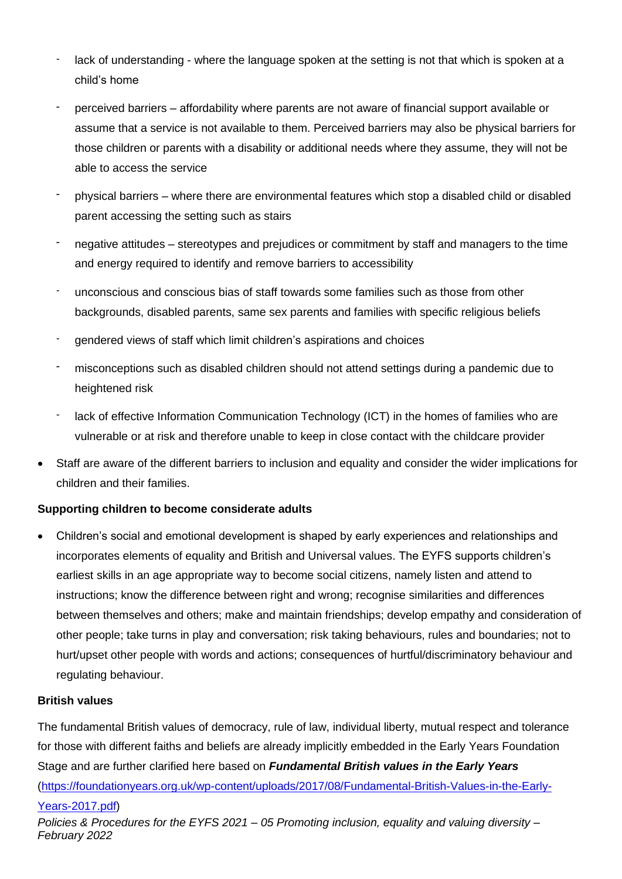- lack of understanding - where the language spoken at the setting is not that which is spoken at a child's home
  - perceived barriers – affordability where parents are not aware of financial support available or assume that a service is not available to them. Perceived barriers may also be physical barriers for those children or parents with a disability or additional needs where they assume, they will not be able to access the service
  - physical barriers – where there are environmental features which stop a disabled child or disabled parent accessing the setting such as stairs
  - negative attitudes – stereotypes and prejudices or commitment by staff and managers to the time and energy required to identify and remove barriers to accessibility
  - unconscious and conscious bias of staff towards some families such as those from other backgrounds, disabled parents, same sex parents and families with specific religious beliefs
  - gendered views of staff which limit children's aspirations and choices
  - misconceptions such as disabled children should not attend settings during a pandemic due to heightened risk
  - lack of effective Information Communication Technology (ICT) in the homes of families who are vulnerable or at risk and therefore unable to keep in close contact with the childcare provider

- Staff are aware of the different barriers to inclusion and equality and consider the wider implications for children and their families.

**Supporting children to become considerate adults**

- Children's social and emotional development is shaped by early experiences and relationships and incorporates elements of equality and British and Universal values. The EYFS supports children's earliest skills in an age appropriate way to become social citizens, namely listen and attend to instructions; know the difference between right and wrong; recognise similarities and differences between themselves and others; make and maintain friendships; develop empathy and consideration of other people; take turns in play and conversation; risk taking behaviours, rules and boundaries; not to hurt/upset other people with words and actions; consequences of hurtful/discriminatory behaviour and regulating behaviour.

**British values**

The fundamental British values of democracy, rule of law, individual liberty, mutual respect and tolerance for those with different faiths and beliefs are already implicitly embedded in the Early Years Foundation Stage and are further clarified here based on ***Fundamental British values in the Early Years*** (https://foundationyears.org.uk/wp-content/uploads/2017/08/Fundamental-British-Values-in-the-Early-Years-2017.pdf)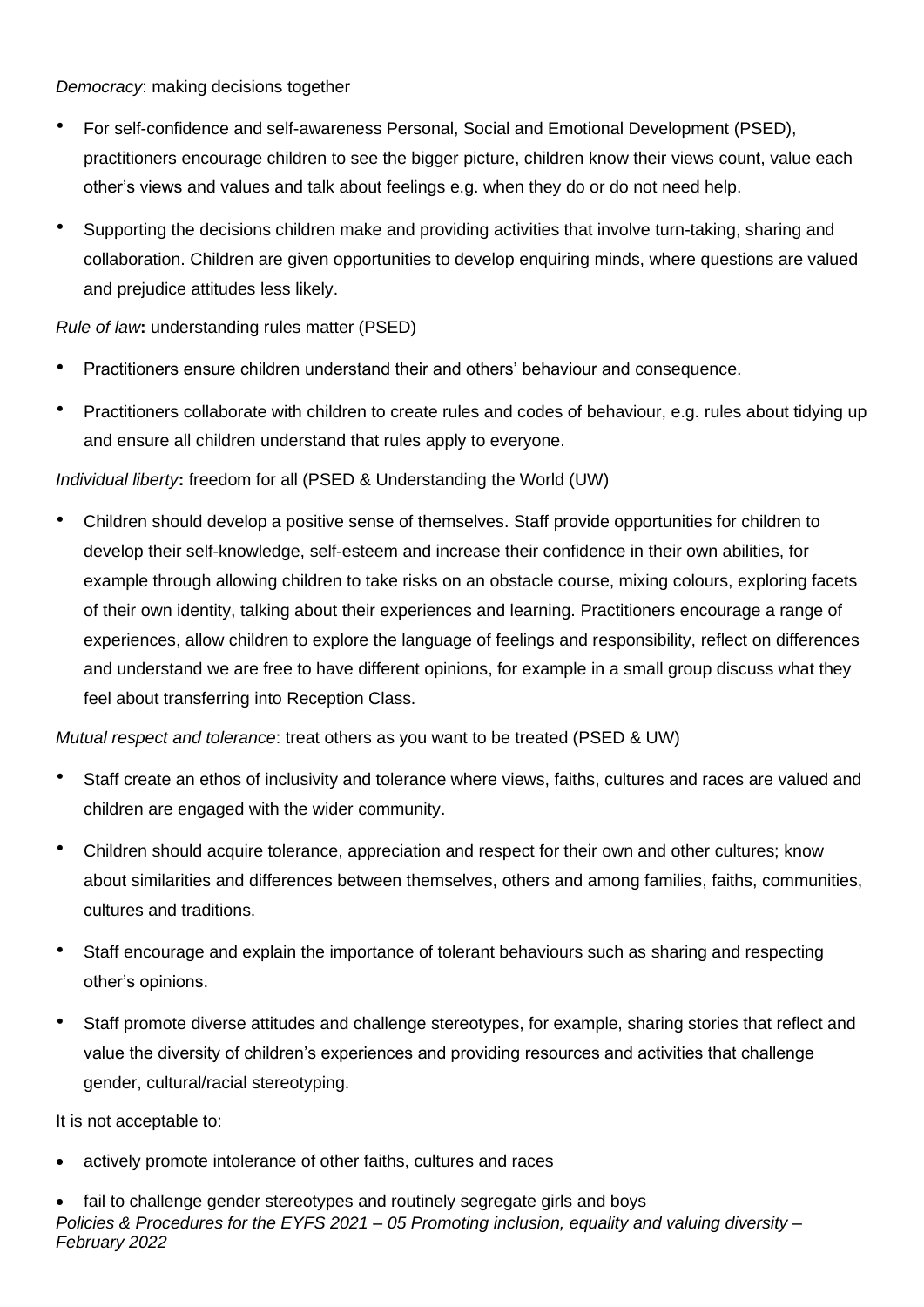*Democracy*: making decisions together

- For self-confidence and self-awareness Personal, Social and Emotional Development (PSED), practitioners encourage children to see the bigger picture, children know their views count, value each other's views and values and talk about feelings e.g. when they do or do not need help.
- Supporting the decisions children make and providing activities that involve turn-taking, sharing and collaboration. Children are given opportunities to develop enquiring minds, where questions are valued and prejudice attitudes less likely.

*Rule of law***:** understanding rules matter (PSED)

- Practitioners ensure children understand their and others' behaviour and consequence.
- Practitioners collaborate with children to create rules and codes of behaviour, e.g. rules about tidying up and ensure all children understand that rules apply to everyone.

*Individual liberty***:** freedom for all (PSED & Understanding the World (UW)

- Children should develop a positive sense of themselves. Staff provide opportunities for children to develop their self-knowledge, self-esteem and increase their confidence in their own abilities, for example through allowing children to take risks on an obstacle course, mixing colours, exploring facets of their own identity, talking about their experiences and learning. Practitioners encourage a range of experiences, allow children to explore the language of feelings and responsibility, reflect on differences and understand we are free to have different opinions, for example in a small group discuss what they feel about transferring into Reception Class.

*Mutual respect and tolerance*: treat others as you want to be treated (PSED & UW)

- Staff create an ethos of inclusivity and tolerance where views, faiths, cultures and races are valued and children are engaged with the wider community.
- Children should acquire tolerance, appreciation and respect for their own and other cultures; know about similarities and differences between themselves, others and among families, faiths, communities, cultures and traditions.
- Staff encourage and explain the importance of tolerant behaviours such as sharing and respecting other's opinions.
- Staff promote diverse attitudes and challenge stereotypes, for example, sharing stories that reflect and value the diversity of children's experiences and providing resources and activities that challenge gender, cultural/racial stereotyping.

It is not acceptable to:

- actively promote intolerance of other faiths, cultures and races
- fail to challenge gender stereotypes and routinely segregate girls and boys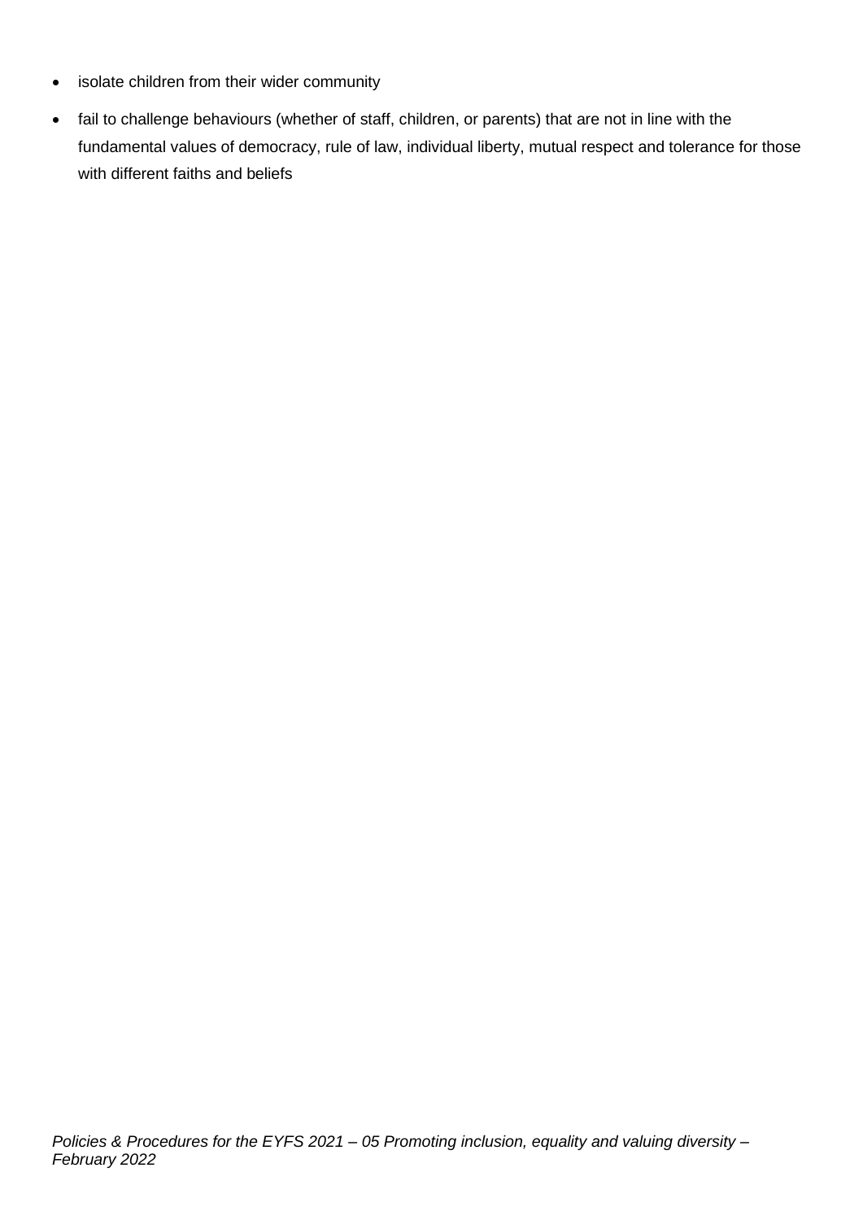- isolate children from their wider community
- fail to challenge behaviours (whether of staff, children, or parents) that are not in line with the fundamental values of democracy, rule of law, individual liberty, mutual respect and tolerance for those with different faiths and beliefs